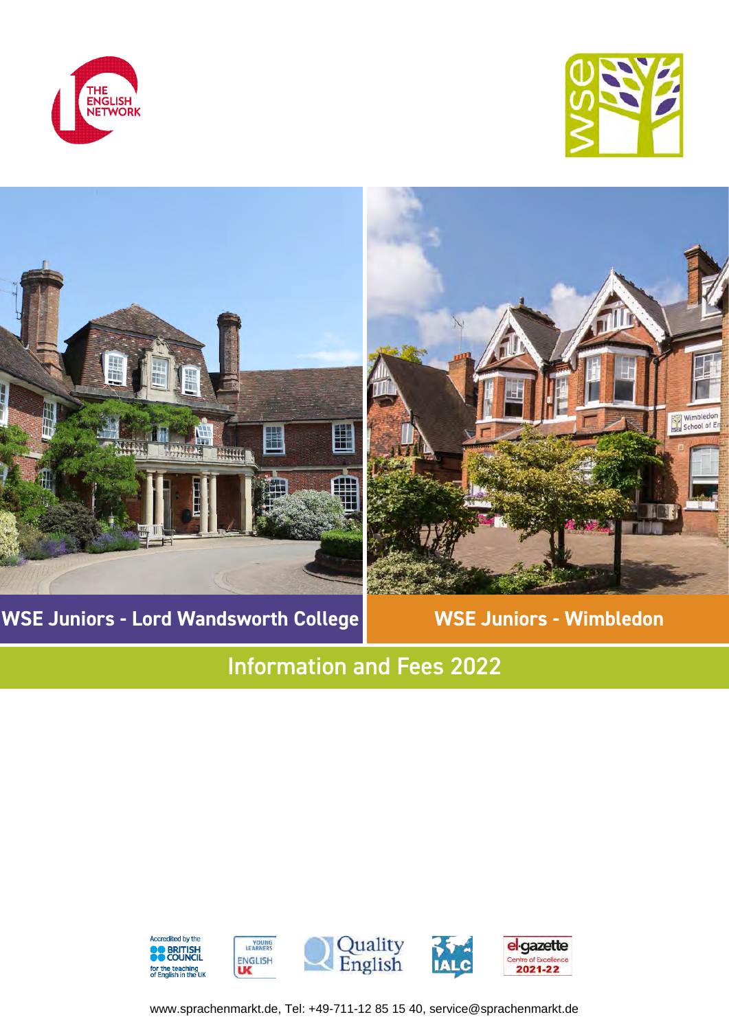THE ENGLISH NETWORK

wse

## WSE Juniors - Lord Wandsworth College

## WSE Juniors - Wimbledon

# Information and Fees 2022

Accredited by the BRITISH COUNCIL for the teaching of English in the UK

YOUNG LEARNERS ENGLISH UK

Quality English

IALC

el gazette Centre of Excellence 2021-22

www.sprachenmarkt.de, Tel: +49-711-12 85 15 40, service@sprachenmarkt.de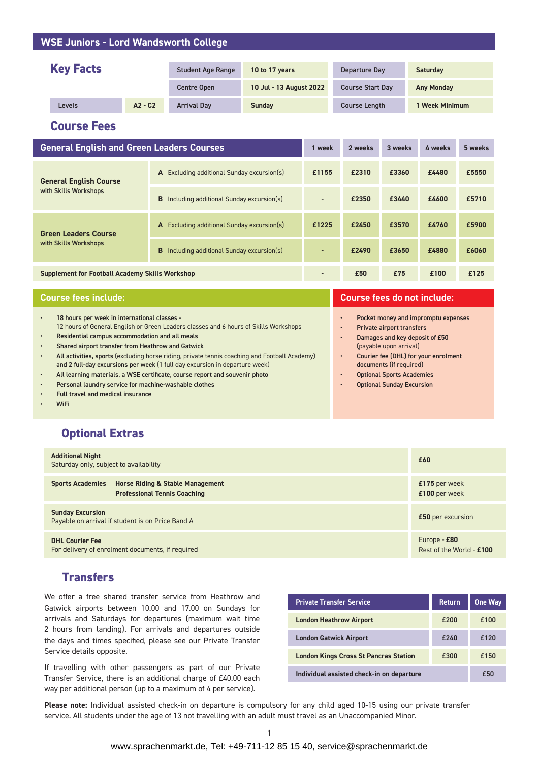# WSE Juniors - Lord Wandsworth College

## Key Facts

| | | | | | |
|---|---|---|---|---|---|
| | | Student Age Range | 10 to 17 years | Departure Day | Saturday |
| | | Centre Open | 10 Jul - 13 August 2022 | Course Start Day | Any Monday |
| Levels | A2 - C2 | Arrival Day | Sunday | Course Length | 1 Week Minimum |

## Course Fees

| General English and Green Leaders Courses | | 1 week | 2 weeks | 3 weeks | 4 weeks | 5 weeks |
|---|---|---|---|---|---|---|
| **General English Course** with Skills Workshops | **A** Excluding additional Sunday excursion(s) | £1155 | £2310 | £3360 | £4480 | £5550 |
| | **B** Including additional Sunday excursion(s) | - | £2350 | £3440 | £4600 | £5710 |
| **Green Leaders Course** with Skills Workshops | **A** Excluding additional Sunday excursion(s) | £1225 | £2450 | £3570 | £4760 | £5900 |
| | **B** Including additional Sunday excursion(s) | - | £2490 | £3650 | £4880 | £6060 |
| **Supplement for Football Academy Skills Workshop** | | - | £50 | £75 | £100 | £125 |

### Course fees include:

- **18 hours per week in international classes -**
  12 hours of General English or Green Leaders classes and 6 hours of Skills Workshops
- **Residential campus accommodation and all meals**
- **Shared airport transfer from Heathrow and Gatwick**
- **All activities, sports** (excluding horse riding, private tennis coaching and Football Academy) **and 2 full-day excursions per week** (1 full day excursion in departure week)
- **All learning materials, a WSE certificate, course report and souvenir photo**
- **Personal laundry service for machine-washable clothes**
- **Full travel and medical insurance**
- **WiFi**

### Course fees do not include:

- **Pocket money and impromptu expenses**
- **Private airport transfers**
- **Damages and key deposit of £50** (payable upon arrival)
- **Courier fee (DHL) for your enrolment documents** (if required)
- **Optional Sports Academies**
- **Optional Sunday Excursion**

## Optional Extras

| | |
|---|---|
| **Additional Night** Saturday only, subject to availability | **£60** |
| **Sports Academies** **Horse Riding & Stable Management** / **Professional Tennis Coaching** | **£175** per week / **£100** per week |
| **Sunday Excursion** Payable on arrival if student is on Price Band A | **£50** per excursion |
| **DHL Courier Fee** For delivery of enrolment documents, if required | Europe - **£80** / Rest of the World - **£100** |

## Transfers

We offer a free shared transfer service from Heathrow and Gatwick airports between 10.00 and 17.00 on Sundays for arrivals and Saturdays for departures (maximum wait time 2 hours from landing). For arrivals and departures outside the days and times specified, please see our Private Transfer Service details opposite.

If travelling with other passengers as part of our Private Transfer Service, there is an additional charge of £40.00 each way per additional person (up to a maximum of 4 per service).

| Private Transfer Service | Return | One Way |
|---|---|---|
| London Heathrow Airport | £200 | £100 |
| London Gatwick Airport | £240 | £120 |
| London Kings Cross St Pancras Station | £300 | £150 |
| Individual assisted check-in on departure | | £50 |

**Please note:** Individual assisted check-in on departure is compulsory for any child aged 10-15 using our private transfer service. All students under the age of 13 not travelling with an adult must travel as an Unaccompanied Minor.

www.sprachenmarkt.de, Tel: +49-711-12 85 15 40, service@sprachenmarkt.de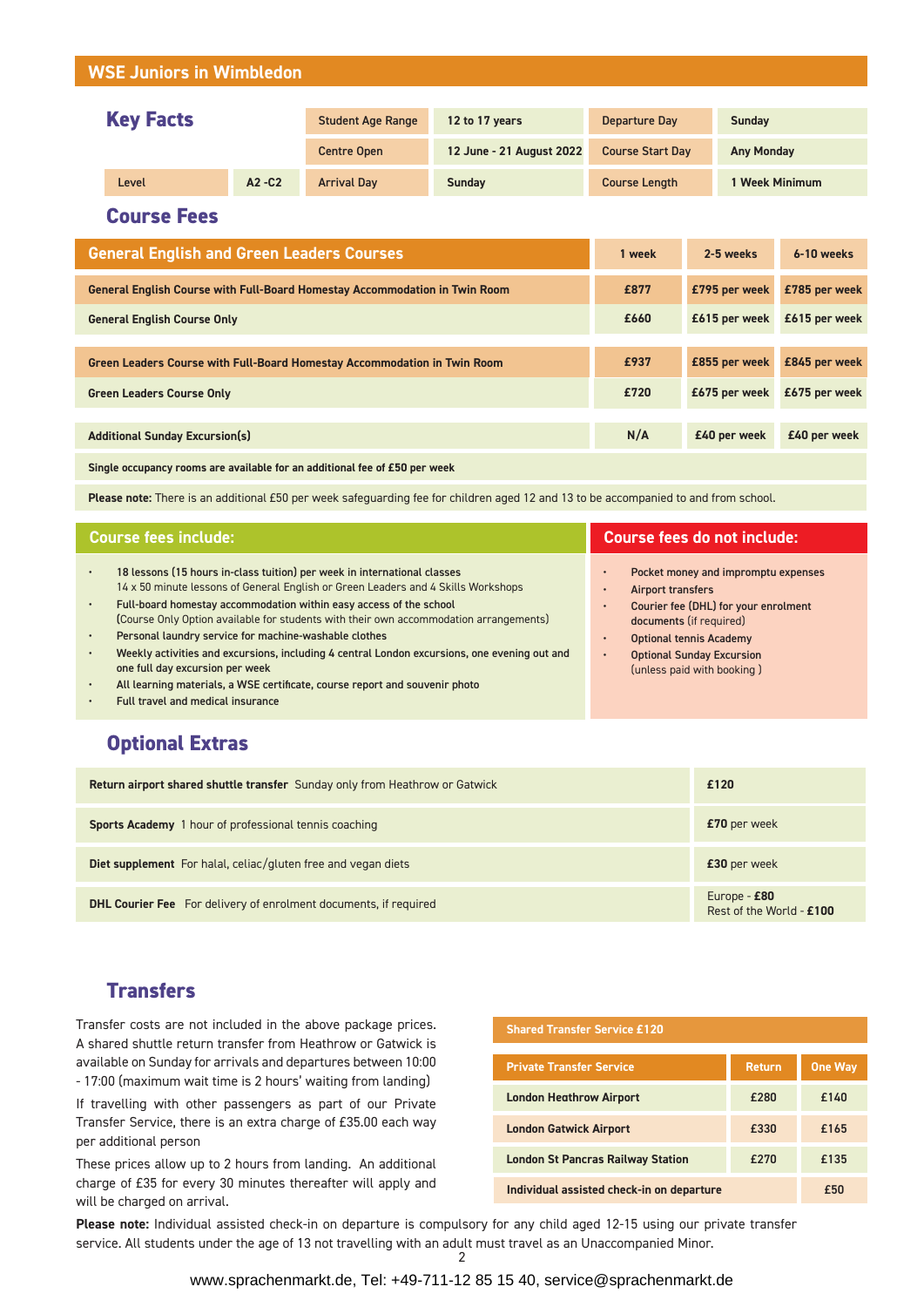## WSE Juniors in Wimbledon

### Key Facts

| | | | |
|---|---|---|---|
| Student Age Range | 12 to 17 years | Departure Day | Sunday |
| Centre Open | 12 June - 21 August 2022 | Course Start Day | Any Monday |
| Level A2 -C2 | Arrival Day: Sunday | Course Length | 1 Week Minimum |

### Course Fees

| General English and Green Leaders Courses | 1 week | 2-5 weeks | 6-10 weeks |
|---|---|---|---|
| General English Course with Full-Board Homestay Accommodation in Twin Room | £877 | £795 per week | £785 per week |
| General English Course Only | £660 | £615 per week | £615 per week |
| Green Leaders Course with Full-Board Homestay Accommodation in Twin Room | £937 | £855 per week | £845 per week |
| Green Leaders Course Only | £720 | £675 per week | £675 per week |
| Additional Sunday Excursion(s) | N/A | £40 per week | £40 per week |

**Single occupancy rooms are available for an additional fee of £50 per week**

**Please note:** There is an additional £50 per week safeguarding fee for children aged 12 and 13 to be accompanied to and from school.

#### Course fees include:

- 18 lessons (15 hours in-class tuition) per week in international classes
  14 x 50 minute lessons of General English or Green Leaders and 4 Skills Workshops
- Full-board homestay accommodation within easy access of the school
  (Course Only Option available for students with their own accommodation arrangements)
- Personal laundry service for machine-washable clothes
- Weekly activities and excursions, including 4 central London excursions, one evening out and one full day excursion per week
- All learning materials, a WSE certificate, course report and souvenir photo
- Full travel and medical insurance

#### Course fees do not include:

- Pocket money and impromptu expenses
- Airport transfers
- Courier fee (DHL) for your enrolment documents (if required)
- Optional tennis Academy
- Optional Sunday Excursion (unless paid with booking )

### Optional Extras

| | |
|---|---|
| **Return airport shared shuttle transfer** Sunday only from Heathrow or Gatwick | **£120** |
| **Sports Academy** 1 hour of professional tennis coaching | **£70** per week |
| **Diet supplement** For halal, celiac/gluten free and vegan diets | **£30** per week |
| **DHL Courier Fee** For delivery of enrolment documents, if required | Europe - **£80**<br>Rest of the World - **£100** |

### Transfers

Transfer costs are not included in the above package prices. A shared shuttle return transfer from Heathrow or Gatwick is available on Sunday for arrivals and departures between 10:00 - 17:00 (maximum wait time is 2 hours' waiting from landing)

If travelling with other passengers as part of our Private Transfer Service, there is an extra charge of £35.00 each way per additional person

These prices allow up to 2 hours from landing. An additional charge of £35 for every 30 minutes thereafter will apply and will be charged on arrival.

**Shared Transfer Service £120**

| Private Transfer Service | Return | One Way |
|---|---|---|
| London Heathrow Airport | £280 | £140 |
| London Gatwick Airport | £330 | £165 |
| London St Pancras Railway Station | £270 | £135 |
| Individual assisted check-in on departure | | £50 |

**Please note:** Individual assisted check-in on departure is compulsory for any child aged 12-15 using our private transfer service. All students under the age of 13 not travelling with an adult must travel as an Unaccompanied Minor.

www.sprachenmarkt.de, Tel: +49-711-12 85 15 40, service@sprachenmarkt.de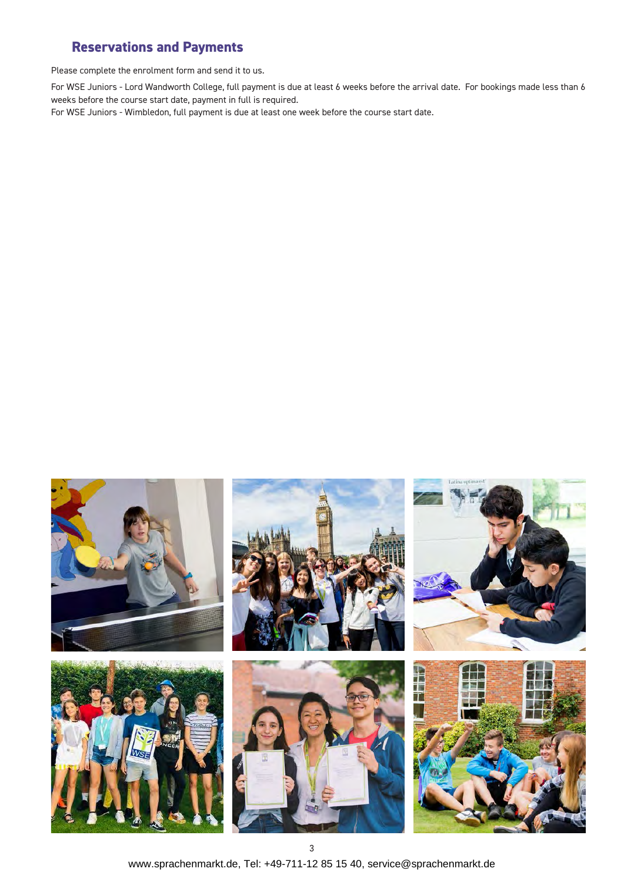## Reservations and Payments

Please complete the enrolment form and send it to us.

For WSE Juniors - Lord Wandworth College, full payment is due at least 6 weeks before the arrival date. For bookings made less than 6 weeks before the course start date, payment in full is required.
For WSE Juniors - Wimbledon, full payment is due at least one week before the course start date.

www.sprachenmarkt.de, Tel: +49-711-12 85 15 40, service@sprachenmarkt.de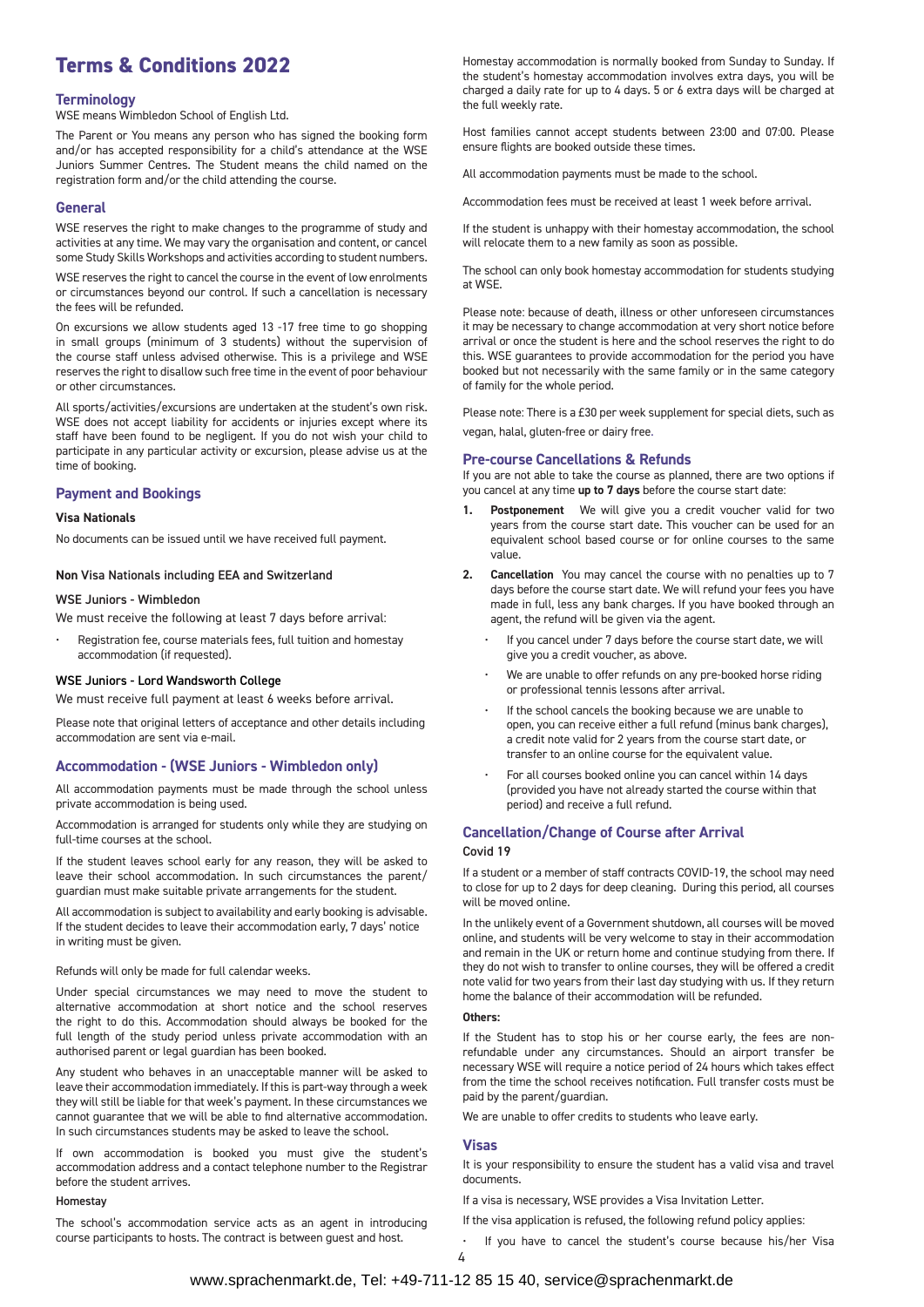# Terms & Conditions 2022

## Terminology

WSE means Wimbledon School of English Ltd.

The Parent or You means any person who has signed the booking form and/or has accepted responsibility for a child's attendance at the WSE Juniors Summer Centres. The Student means the child named on the registration form and/or the child attending the course.

## General

WSE reserves the right to make changes to the programme of study and activities at any time. We may vary the organisation and content, or cancel some Study Skills Workshops and activities according to student numbers.

WSE reserves the right to cancel the course in the event of low enrolments or circumstances beyond our control. If such a cancellation is necessary the fees will be refunded.

On excursions we allow students aged 13 -17 free time to go shopping in small groups (minimum of 3 students) without the supervision of the course staff unless advised otherwise. This is a privilege and WSE reserves the right to disallow such free time in the event of poor behaviour or other circumstances.

All sports/activities/excursions are undertaken at the student's own risk. WSE does not accept liability for accidents or injuries except where its staff have been found to be negligent. If you do not wish your child to participate in any particular activity or excursion, please advise us at the time of booking.

## Payment and Bookings

### Visa Nationals

No documents can be issued until we have received full payment.

### Non Visa Nationals including EEA and Switzerland

#### WSE Juniors - Wimbledon

We must receive the following at least 7 days before arrival:

- Registration fee, course materials fees, full tuition and homestay accommodation (if requested).

#### WSE Juniors - Lord Wandsworth College

We must receive full payment at least 6 weeks before arrival.

Please note that original letters of acceptance and other details including accommodation are sent via e-mail.

## Accommodation - (WSE Juniors - Wimbledon only)

All accommodation payments must be made through the school unless private accommodation is being used.

Accommodation is arranged for students only while they are studying on full-time courses at the school.

If the student leaves school early for any reason, they will be asked to leave their school accommodation. In such circumstances the parent/guardian must make suitable private arrangements for the student.

All accommodation is subject to availability and early booking is advisable. If the student decides to leave their accommodation early, 7 days' notice in writing must be given.

Refunds will only be made for full calendar weeks.

Under special circumstances we may need to move the student to alternative accommodation at short notice and the school reserves the right to do this. Accommodation should always be booked for the full length of the study period unless private accommodation with an authorised parent or legal guardian has been booked.

Any student who behaves in an unacceptable manner will be asked to leave their accommodation immediately. If this is part-way through a week they will still be liable for that week's payment. In these circumstances we cannot guarantee that we will be able to find alternative accommodation. In such circumstances students may be asked to leave the school.

If own accommodation is booked you must give the student's accommodation address and a contact telephone number to the Registrar before the student arrives.

### Homestay

The school's accommodation service acts as an agent in introducing course participants to hosts. The contract is between guest and host.

Homestay accommodation is normally booked from Sunday to Sunday. If the student's homestay accommodation involves extra days, you will be charged a daily rate for up to 4 days. 5 or 6 extra days will be charged at the full weekly rate.

Host families cannot accept students between 23:00 and 07:00. Please ensure flights are booked outside these times.

All accommodation payments must be made to the school.

Accommodation fees must be received at least 1 week before arrival.

If the student is unhappy with their homestay accommodation, the school will relocate them to a new family as soon as possible.

The school can only book homestay accommodation for students studying at WSE.

Please note: because of death, illness or other unforeseen circumstances it may be necessary to change accommodation at very short notice before arrival or once the student is here and the school reserves the right to do this. WSE guarantees to provide accommodation for the period you have booked but not necessarily with the same family or in the same category of family for the whole period.

Please note: There is a £30 per week supplement for special diets, such as vegan, halal, gluten-free or dairy free.

## Pre-course Cancellations & Refunds

If you are not able to take the course as planned, there are two options if you cancel at any time **up to 7 days** before the course start date:

1. **Postponement** We will give you a credit voucher valid for two years from the course start date. This voucher can be used for an equivalent school based course or for online courses to the same value.
2. **Cancellation** You may cancel the course with no penalties up to 7 days before the course start date. We will refund your fees you have made in full, less any bank charges. If you have booked through an agent, the refund will be given via the agent.
   - If you cancel under 7 days before the course start date, we will give you a credit voucher, as above.
   - We are unable to offer refunds on any pre-booked horse riding or professional tennis lessons after arrival.
   - If the school cancels the booking because we are unable to open, you can receive either a full refund (minus bank charges), a credit note valid for 2 years from the course start date, or transfer to an online course for the equivalent value.
   - For all courses booked online you can cancel within 14 days (provided you have not already started the course within that period) and receive a full refund.

## Cancellation/Change of Course after Arrival

### Covid 19

If a student or a member of staff contracts COVID-19, the school may need to close for up to 2 days for deep cleaning. During this period, all courses will be moved online.

In the unlikely event of a Government shutdown, all courses will be moved online, and students will be very welcome to stay in their accommodation and remain in the UK or return home and continue studying from there. If they do not wish to transfer to online courses, they will be offered a credit note valid for two years from their last day studying with us. If they return home the balance of their accommodation will be refunded.

### Others:

If the Student has to stop his or her course early, the fees are non-refundable under any circumstances. Should an airport transfer be necessary WSE will require a notice period of 24 hours which takes effect from the time the school receives notification. Full transfer costs must be paid by the parent/guardian.

We are unable to offer credits to students who leave early.

## Visas

It is your responsibility to ensure the student has a valid visa and travel documents.

If a visa is necessary, WSE provides a Visa Invitation Letter.

If the visa application is refused, the following refund policy applies:

- If you have to cancel the student's course because his/her Visa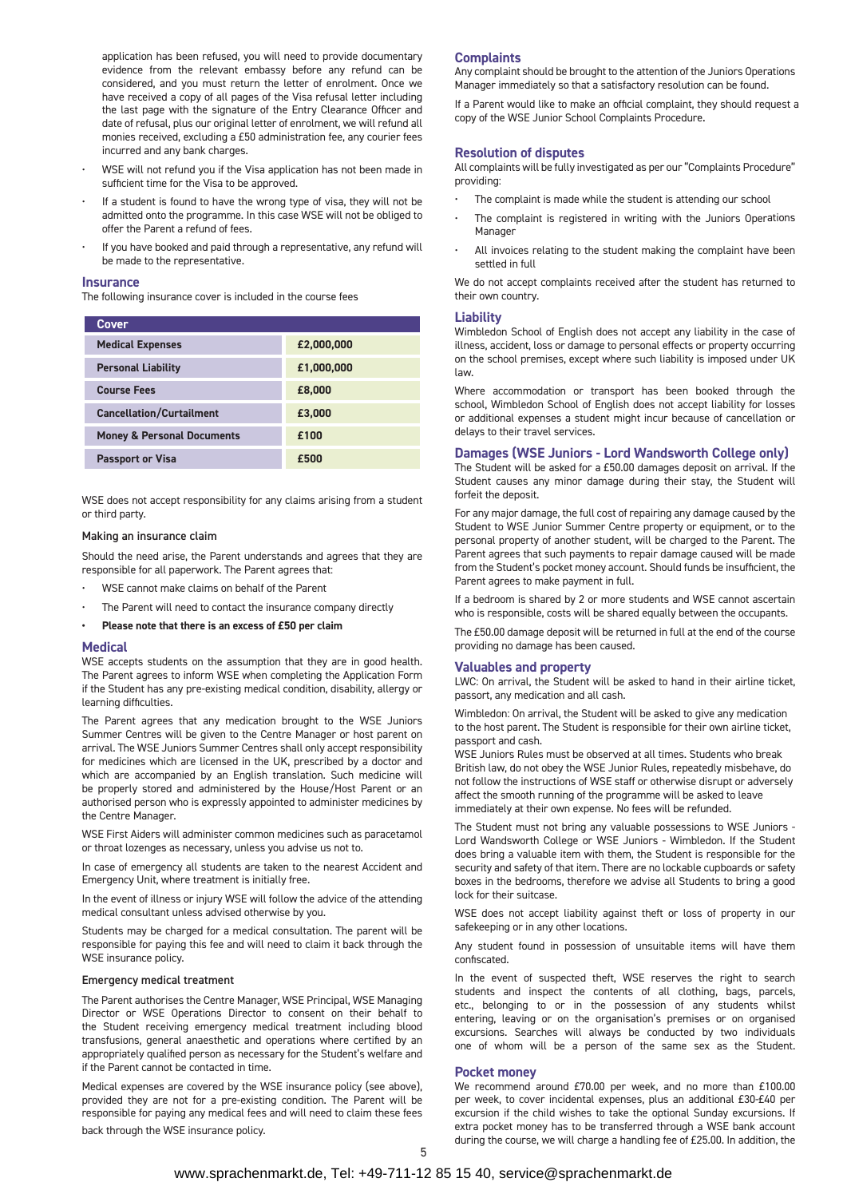application has been refused, you will need to provide documentary evidence from the relevant embassy before any refund can be considered, and you must return the letter of enrolment. Once we have received a copy of all pages of the Visa refusal letter including the last page with the signature of the Entry Clearance Officer and date of refusal, plus our original letter of enrolment, we will refund all monies received, excluding a £50 administration fee, any courier fees incurred and any bank charges.

- WSE will not refund you if the Visa application has not been made in sufficient time for the Visa to be approved.
- If a student is found to have the wrong type of visa, they will not be admitted onto the programme. In this case WSE will not be obliged to offer the Parent a refund of fees.
- If you have booked and paid through a representative, any refund will be made to the representative.

## Insurance

The following insurance cover is included in the course fees

| Cover | |
|---|---|
| **Medical Expenses** | **£2,000,000** |
| **Personal Liability** | **£1,000,000** |
| **Course Fees** | **£8,000** |
| **Cancellation/Curtailment** | **£3,000** |
| **Money & Personal Documents** | **£100** |
| **Passport or Visa** | **£500** |

WSE does not accept responsibility for any claims arising from a student or third party.

### Making an insurance claim

Should the need arise, the Parent understands and agrees that they are responsible for all paperwork. The Parent agrees that:

- WSE cannot make claims on behalf of the Parent
- The Parent will need to contact the insurance company directly
- **Please note that there is an excess of £50 per claim**

## Medical

WSE accepts students on the assumption that they are in good health. The Parent agrees to inform WSE when completing the Application Form if the Student has any pre-existing medical condition, disability, allergy or learning difficulties.

The Parent agrees that any medication brought to the WSE Juniors Summer Centres will be given to the Centre Manager or host parent on arrival. The WSE Juniors Summer Centres shall only accept responsibility for medicines which are licensed in the UK, prescribed by a doctor and which are accompanied by an English translation. Such medicine will be properly stored and administered by the House/Host Parent or an authorised person who is expressly appointed to administer medicines by the Centre Manager.

WSE First Aiders will administer common medicines such as paracetamol or throat lozenges as necessary, unless you advise us not to.

In case of emergency all students are taken to the nearest Accident and Emergency Unit, where treatment is initially free.

In the event of illness or injury WSE will follow the advice of the attending medical consultant unless advised otherwise by you.

Students may be charged for a medical consultation. The parent will be responsible for paying this fee and will need to claim it back through the WSE insurance policy.

### Emergency medical treatment

The Parent authorises the Centre Manager, WSE Principal, WSE Managing Director or WSE Operations Director to consent on their behalf to the Student receiving emergency medical treatment including blood transfusions, general anaesthetic and operations where certified by an appropriately qualified person as necessary for the Student's welfare and if the Parent cannot be contacted in time.

Medical expenses are covered by the WSE insurance policy (see above), provided they are not for a pre-existing condition. The Parent will be responsible for paying any medical fees and will need to claim these fees back through the WSE insurance policy.

## Complaints

Any complaint should be brought to the attention of the Juniors Operations Manager immediately so that a satisfactory resolution can be found.

If a Parent would like to make an official complaint, they should request a copy of the WSE Junior School Complaints Procedure.

## Resolution of disputes

All complaints will be fully investigated as per our "Complaints Procedure" providing:

- The complaint is made while the student is attending our school
- The complaint is registered in writing with the Juniors Operations Manager
- All invoices relating to the student making the complaint have been settled in full

We do not accept complaints received after the student has returned to their own country.

## Liability

Wimbledon School of English does not accept any liability in the case of illness, accident, loss or damage to personal effects or property occurring on the school premises, except where such liability is imposed under UK law.

Where accommodation or transport has been booked through the school, Wimbledon School of English does not accept liability for losses or additional expenses a student might incur because of cancellation or delays to their travel services.

## Damages (WSE Juniors - Lord Wandsworth College only)

The Student will be asked for a £50.00 damages deposit on arrival. If the Student causes any minor damage during their stay, the Student will forfeit the deposit.

For any major damage, the full cost of repairing any damage caused by the Student to WSE Junior Summer Centre property or equipment, or to the personal property of another student, will be charged to the Parent. The Parent agrees that such payments to repair damage caused will be made from the Student's pocket money account. Should funds be insufficient, the Parent agrees to make payment in full.

If a bedroom is shared by 2 or more students and WSE cannot ascertain who is responsible, costs will be shared equally between the occupants.

The £50.00 damage deposit will be returned in full at the end of the course providing no damage has been caused.

## Valuables and property

LWC: On arrival, the Student will be asked to hand in their airline ticket, passport, any medication and all cash.

Wimbledon: On arrival, the Student will be asked to give any medication to the host parent. The Student is responsible for their own airline ticket, passport and cash.

WSE Juniors Rules must be observed at all times. Students who break British law, do not obey the WSE Junior Rules, repeatedly misbehave, do not follow the instructions of WSE staff or otherwise disrupt or adversely affect the smooth running of the programme will be asked to leave immediately at their own expense. No fees will be refunded.

The Student must not bring any valuable possessions to WSE Juniors - Lord Wandsworth College or WSE Juniors - Wimbledon. If the Student does bring a valuable item with them, the Student is responsible for the security and safety of that item. There are no lockable cupboards or safety boxes in the bedrooms, therefore we advise all Students to bring a good lock for their suitcase.

WSE does not accept liability against theft or loss of property in our safekeeping or in any other locations.

Any student found in possession of unsuitable items will have them confiscated.

In the event of suspected theft, WSE reserves the right to search students and inspect the contents of all clothing, bags, parcels, etc., belonging to or in the possession of any students whilst entering, leaving or on the organisation's premises or on organised excursions. Searches will always be conducted by two individuals one of whom will be a person of the same sex as the Student.

## Pocket money

We recommend around £70.00 per week, and no more than £100.00 per week, to cover incidental expenses, plus an additional £30-£40 per excursion if the child wishes to take the optional Sunday excursions. If extra pocket money has to be transferred through a WSE bank account during the course, we will charge a handling fee of £25.00. In addition, the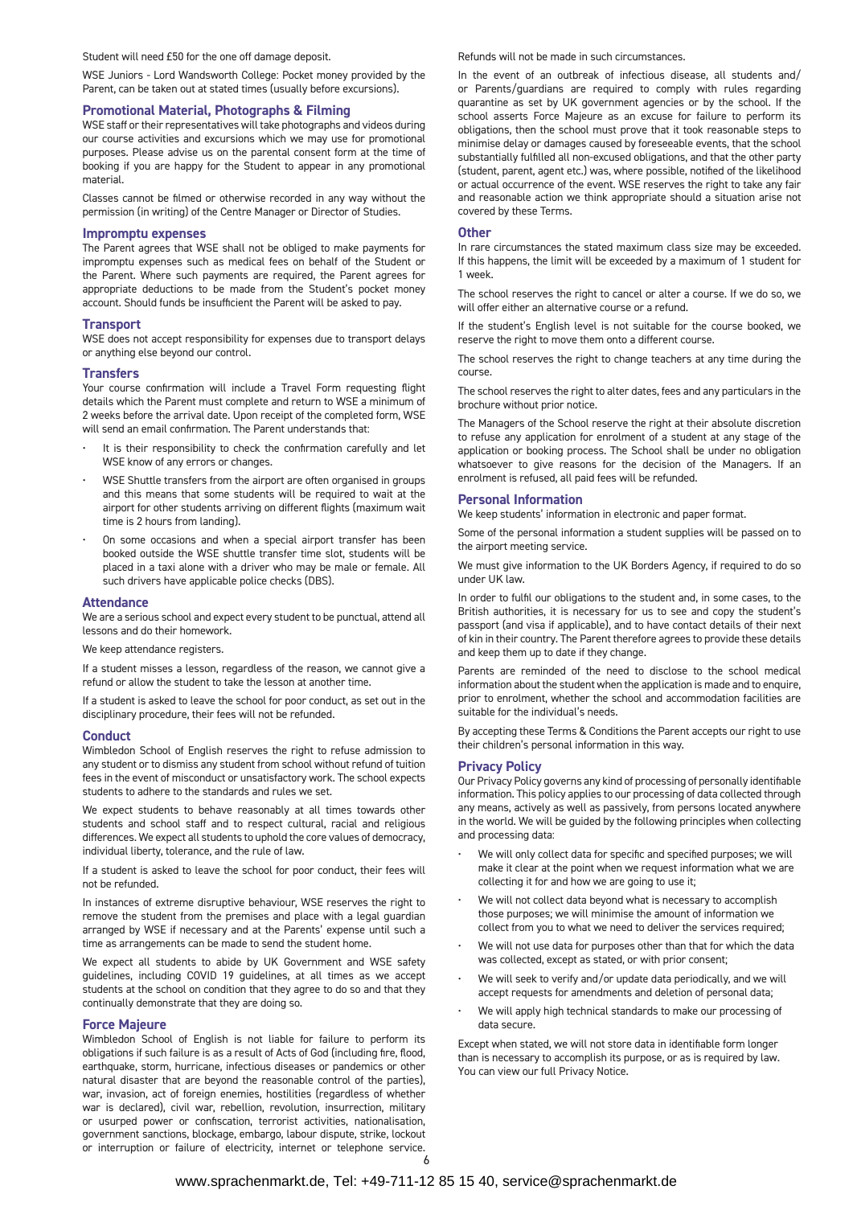Student will need £50 for the one off damage deposit.

WSE Juniors - Lord Wandsworth College: Pocket money provided by the Parent, can be taken out at stated times (usually before excursions).

## Promotional Material, Photographs & Filming

WSE staff or their representatives will take photographs and videos during our course activities and excursions which we may use for promotional purposes. Please advise us on the parental consent form at the time of booking if you are happy for the Student to appear in any promotional material.

Classes cannot be filmed or otherwise recorded in any way without the permission (in writing) of the Centre Manager or Director of Studies.

## Impromptu expenses

The Parent agrees that WSE shall not be obliged to make payments for impromptu expenses such as medical fees on behalf of the Student or the Parent. Where such payments are required, the Parent agrees for appropriate deductions to be made from the Student's pocket money account. Should funds be insufficient the Parent will be asked to pay.

## Transport

WSE does not accept responsibility for expenses due to transport delays or anything else beyond our control.

## Transfers

Your course confirmation will include a Travel Form requesting flight details which the Parent must complete and return to WSE a minimum of 2 weeks before the arrival date. Upon receipt of the completed form, WSE will send an email confirmation. The Parent understands that:

- It is their responsibility to check the confirmation carefully and let WSE know of any errors or changes.
- WSE Shuttle transfers from the airport are often organised in groups and this means that some students will be required to wait at the airport for other students arriving on different flights (maximum wait time is 2 hours from landing).
- On some occasions and when a special airport transfer has been booked outside the WSE shuttle transfer time slot, students will be placed in a taxi alone with a driver who may be male or female. All such drivers have applicable police checks (DBS).

## Attendance

We are a serious school and expect every student to be punctual, attend all lessons and do their homework.

We keep attendance registers.

If a student misses a lesson, regardless of the reason, we cannot give a refund or allow the student to take the lesson at another time.

If a student is asked to leave the school for poor conduct, as set out in the disciplinary procedure, their fees will not be refunded.

## Conduct

Wimbledon School of English reserves the right to refuse admission to any student or to dismiss any student from school without refund of tuition fees in the event of misconduct or unsatisfactory work. The school expects students to adhere to the standards and rules we set.

We expect students to behave reasonably at all times towards other students and school staff and to respect cultural, racial and religious differences. We expect all students to uphold the core values of democracy, individual liberty, tolerance, and the rule of law.

If a student is asked to leave the school for poor conduct, their fees will not be refunded.

In instances of extreme disruptive behaviour, WSE reserves the right to remove the student from the premises and place with a legal guardian arranged by WSE if necessary and at the Parents' expense until such a time as arrangements can be made to send the student home.

We expect all students to abide by UK Government and WSE safety guidelines, including COVID 19 guidelines, at all times as we accept students at the school on condition that they agree to do so and that they continually demonstrate that they are doing so.

## Force Majeure

Wimbledon School of English is not liable for failure to perform its obligations if such failure is as a result of Acts of God (including fire, flood, earthquake, storm, hurricane, infectious diseases or pandemics or other natural disaster that are beyond the reasonable control of the parties), war, invasion, act of foreign enemies, hostilities (regardless of whether war is declared), civil war, rebellion, revolution, insurrection, military or usurped power or confiscation, terrorist activities, nationalisation, government sanctions, blockage, embargo, labour dispute, strike, lockout or interruption or failure of electricity, internet or telephone service. Refunds will not be made in such circumstances.

In the event of an outbreak of infectious disease, all students and/or Parents/guardians are required to comply with rules regarding quarantine as set by UK government agencies or by the school. If the school asserts Force Majeure as an excuse for failure to perform its obligations, then the school must prove that it took reasonable steps to minimise delay or damages caused by foreseeable events, that the school substantially fulfilled all non-excused obligations, and that the other party (student, parent, agent etc.) was, where possible, notified of the likelihood or actual occurrence of the event. WSE reserves the right to take any fair and reasonable action we think appropriate should a situation arise not covered by these Terms.

## Other

In rare circumstances the stated maximum class size may be exceeded. If this happens, the limit will be exceeded by a maximum of 1 student for 1 week.

The school reserves the right to cancel or alter a course. If we do so, we will offer either an alternative course or a refund.

If the student's English level is not suitable for the course booked, we reserve the right to move them onto a different course.

The school reserves the right to change teachers at any time during the course.

The school reserves the right to alter dates, fees and any particulars in the brochure without prior notice.

The Managers of the School reserve the right at their absolute discretion to refuse any application for enrolment of a student at any stage of the application or booking process. The School shall be under no obligation whatsoever to give reasons for the decision of the Managers. If an enrolment is refused, all paid fees will be refunded.

## Personal Information

We keep students' information in electronic and paper format.

Some of the personal information a student supplies will be passed on to the airport meeting service.

We must give information to the UK Borders Agency, if required to do so under UK law.

In order to fulfil our obligations to the student and, in some cases, to the British authorities, it is necessary for us to see and copy the student's passport (and visa if applicable), and to have contact details of their next of kin in their country. The Parent therefore agrees to provide these details and keep them up to date if they change.

Parents are reminded of the need to disclose to the school medical information about the student when the application is made and to enquire, prior to enrolment, whether the school and accommodation facilities are suitable for the individual's needs.

By accepting these Terms & Conditions the Parent accepts our right to use their children's personal information in this way.

## Privacy Policy

Our Privacy Policy governs any kind of processing of personally identifiable information. This policy applies to our processing of data collected through any means, actively as well as passively, from persons located anywhere in the world. We will be guided by the following principles when collecting and processing data:

- We will only collect data for specific and specified purposes; we will make it clear at the point when we request information what we are collecting it for and how we are going to use it;
- We will not collect data beyond what is necessary to accomplish those purposes; we will minimise the amount of information we collect from you to what we need to deliver the services required;
- We will not use data for purposes other than that for which the data was collected, except as stated, or with prior consent;
- We will seek to verify and/or update data periodically, and we will accept requests for amendments and deletion of personal data;
- We will apply high technical standards to make our processing of data secure.

Except when stated, we will not store data in identifiable form longer than is necessary to accomplish its purpose, or as is required by law. You can view our full Privacy Notice.

www.sprachenmarkt.de, Tel: +49-711-12 85 15 40, service@sprachenmarkt.de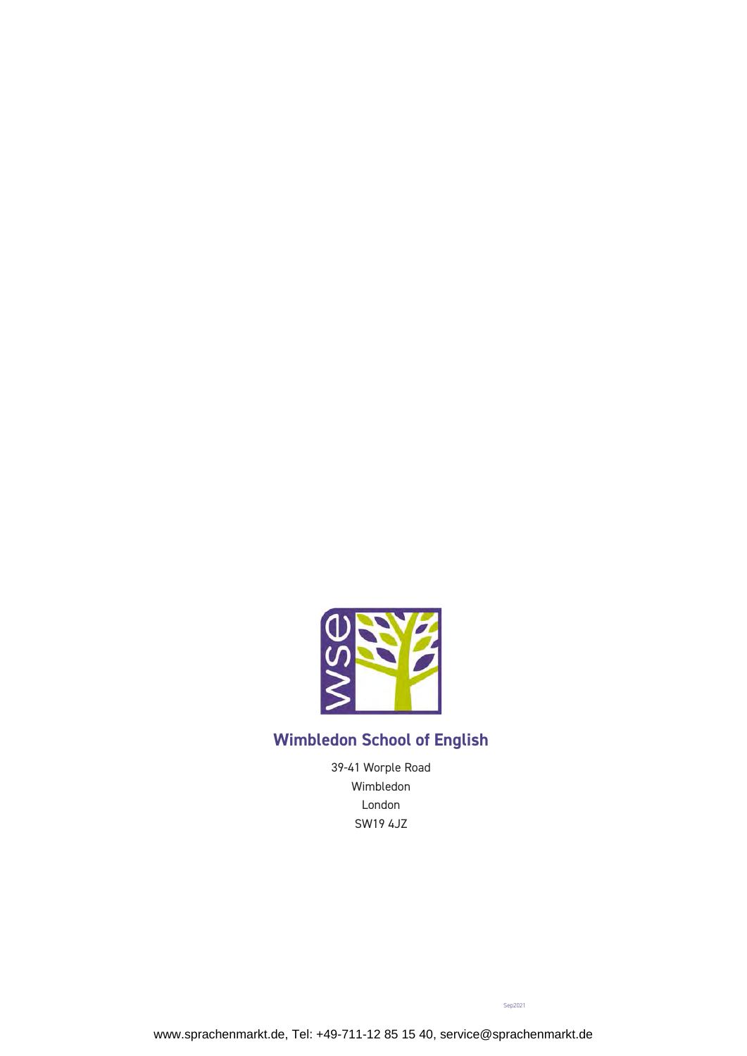**Wimbledon School of English**

39-41 Worple Road
Wimbledon
London
SW19 4JZ

Sep2021

www.sprachenmarkt.de, Tel: +49-711-12 85 15 40, service@sprachenmarkt.de